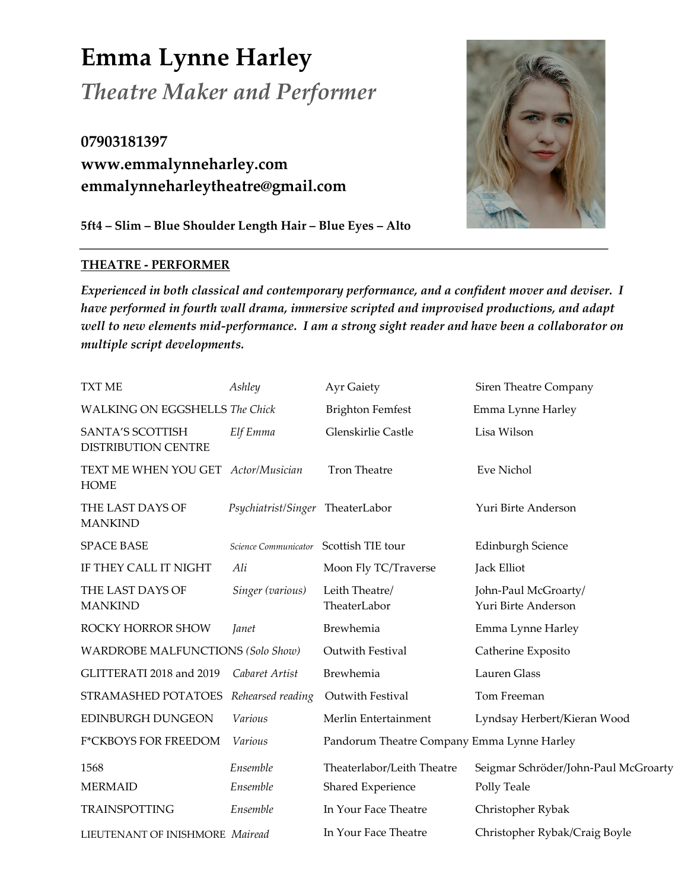# Emma Lynne Harley

## *Theatre Maker and Performer*

**07903181397**
**www.emmalynneharley.com**
**emmalynneharleytheatre@gmail.com**

**5ft4 – Slim – Blue Shoulder Length Hair – Blue Eyes – Alto**

---

**THEATRE - PERFORMER**

***Experienced in both classical and contemporary performance, and a confident mover and deviser. I have performed in fourth wall drama, immersive scripted and improvised productions, and adapt well to new elements mid-performance. I am a strong sight reader and have been a collaborator on multiple script developments.***

| | | | |
|---|---|---|---|
| TXT ME | *Ashley* | Ayr Gaiety | Siren Theatre Company |
| WALKING ON EGGSHELLS | *The Chick* | Brighton Femfest | Emma Lynne Harley |
| SANTA'S SCOTTISH DISTRIBUTION CENTRE | *Elf Emma* | Glenskirlie Castle | Lisa Wilson |
| TEXT ME WHEN YOU GET HOME | *Actor/Musician* | Tron Theatre | Eve Nichol |
| THE LAST DAYS OF MANKIND | *Psychiatrist/Singer* | TheaterLabor | Yuri Birte Anderson |
| SPACE BASE | *Science Communicator* | Scottish TIE tour | Edinburgh Science |
| IF THEY CALL IT NIGHT | *Ali* | Moon Fly TC/Traverse | Jack Elliot |
| THE LAST DAYS OF MANKIND | *Singer (various)* | Leith Theatre/ TheaterLabor | John-Paul McGroarty/ Yuri Birte Anderson |
| ROCKY HORROR SHOW | *Janet* | Brewhemia | Emma Lynne Harley |
| WARDROBE MALFUNCTIONS *(Solo Show)* | | Outwith Festival | Catherine Exposito |
| GLITTERATI 2018 and 2019 | *Cabaret Artist* | Brewhemia | Lauren Glass |
| STRAMASHED POTATOES | *Rehearsed reading* | Outwith Festival | Tom Freeman |
| EDINBURGH DUNGEON | *Various* | Merlin Entertainment | Lyndsay Herbert/Kieran Wood |
| F*CKBOYS FOR FREEDOM | *Various* | Pandorum Theatre Company | Emma Lynne Harley |
| 1568 | *Ensemble* | Theaterlabor/Leith Theatre | Seigmar Schröder/John-Paul McGroarty |
| MERMAID | *Ensemble* | Shared Experience | Polly Teale |
| TRAINSPOTTING | *Ensemble* | In Your Face Theatre | Christopher Rybak |
| LIEUTENANT OF INISHMORE | *Mairead* | In Your Face Theatre | Christopher Rybak/Craig Boyle |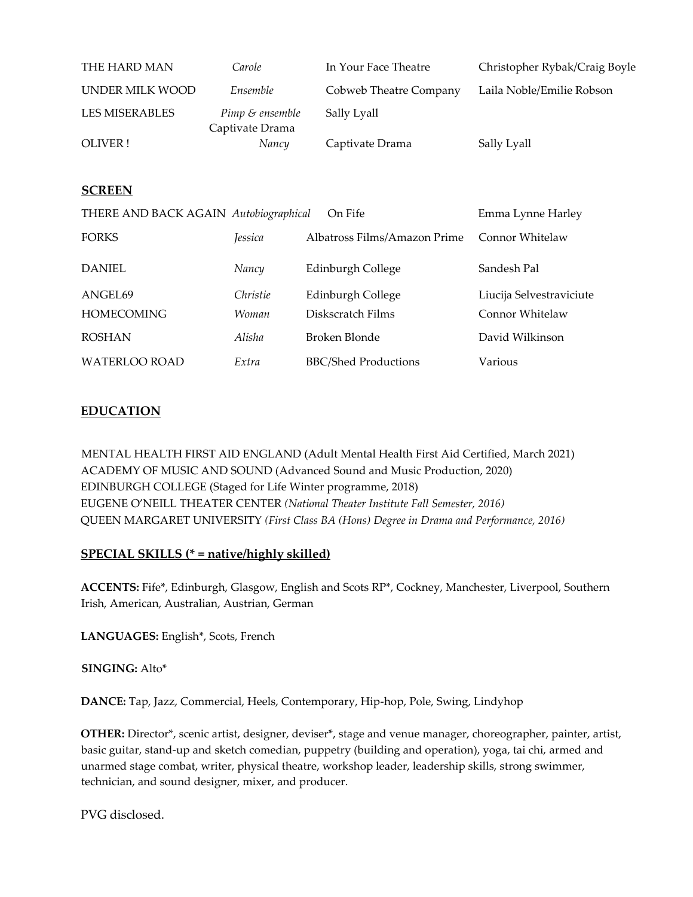| | | | |
|---|---|---|---|
| THE HARD MAN | *Carole* | In Your Face Theatre | Christopher Rybak/Craig Boyle |
| UNDER MILK WOOD | *Ensemble* | Cobweb Theatre Company | Laila Noble/Emilie Robson |
| LES MISERABLES | *Pimp & ensemble* | Captivate Drama | Sally Lyall |
| OLIVER ! | *Nancy* | Captivate Drama | Sally Lyall |

## SCREEN

| | | | |
|---|---|---|---|
| THERE AND BACK AGAIN | *Autobiographical* | On Fife | Emma Lynne Harley |
| FORKS | *Jessica* | Albatross Films/Amazon Prime | Connor Whitelaw |
| DANIEL | *Nancy* | Edinburgh College | Sandesh Pal |
| ANGEL69 | *Christie* | Edinburgh College | Liucija Selvestraviciute |
| HOMECOMING | *Woman* | Diskscratch Films | Connor Whitelaw |
| ROSHAN | *Alisha* | Broken Blonde | David Wilkinson |
| WATERLOO ROAD | *Extra* | BBC/Shed Productions | Various |

## EDUCATION

MENTAL HEALTH FIRST AID ENGLAND (Adult Mental Health First Aid Certified, March 2021)
ACADEMY OF MUSIC AND SOUND (Advanced Sound and Music Production, 2020)
EDINBURGH COLLEGE (Staged for Life Winter programme, 2018)
EUGENE O'NEILL THEATER CENTER *(National Theater Institute Fall Semester, 2016)*
QUEEN MARGARET UNIVERSITY *(First Class BA (Hons) Degree in Drama and Performance, 2016)*

## SPECIAL SKILLS (* = native/highly skilled)

**ACCENTS:** Fife*, Edinburgh, Glasgow, English and Scots RP*, Cockney, Manchester, Liverpool, Southern Irish, American, Australian, Austrian, German

**LANGUAGES:** English*, Scots, French

**SINGING:** Alto*

**DANCE:** Tap, Jazz, Commercial, Heels, Contemporary, Hip-hop, Pole, Swing, Lindyhop

**OTHER:** Director*, scenic artist, designer, deviser*, stage and venue manager, choreographer, painter, artist, basic guitar, stand-up and sketch comedian, puppetry (building and operation), yoga, tai chi, armed and unarmed stage combat, writer, physical theatre, workshop leader, leadership skills, strong swimmer, technician, and sound designer, mixer, and producer.

PVG disclosed.